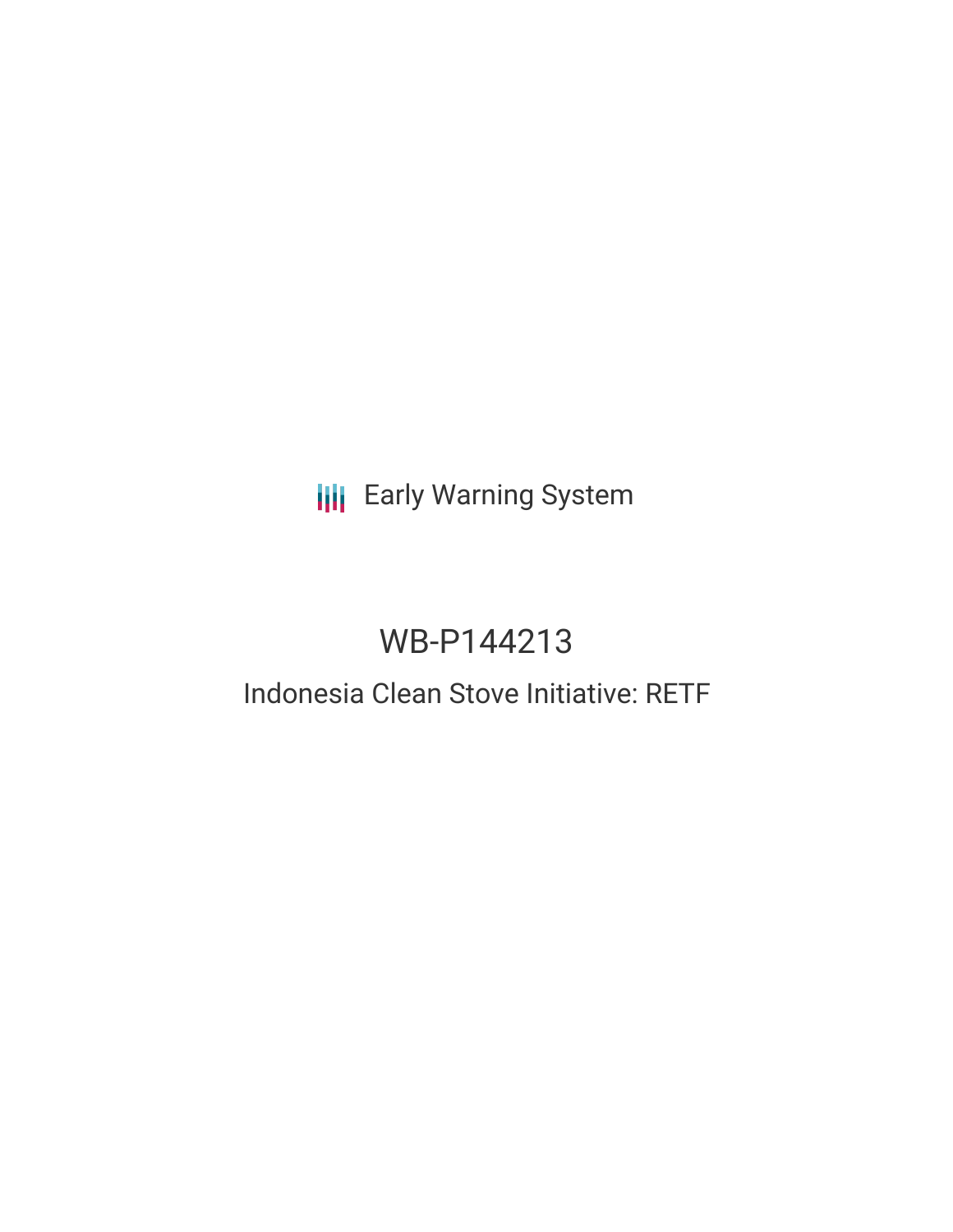Early Warning System

# WB-P144213

## Indonesia Clean Stove Initiative: RETF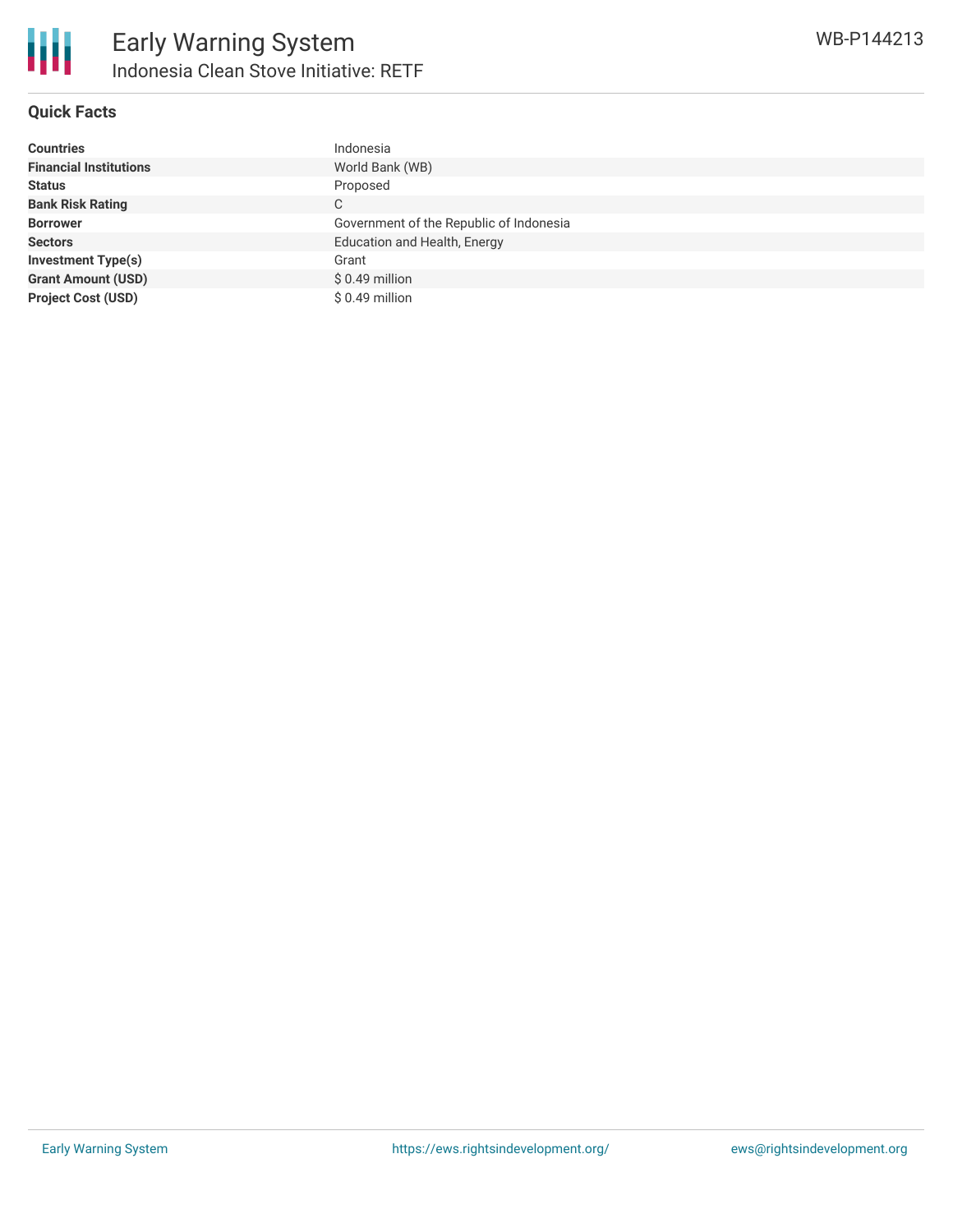## Quick Facts

| | |
|---|---|
| **Countries** | Indonesia |
| **Financial Institutions** | World Bank (WB) |
| **Status** | Proposed |
| **Bank Risk Rating** | C |
| **Borrower** | Government of the Republic of Indonesia |
| **Sectors** | Education and Health, Energy |
| **Investment Type(s)** | Grant |
| **Grant Amount (USD)** | $ 0.49 million |
| **Project Cost (USD)** | $ 0.49 million |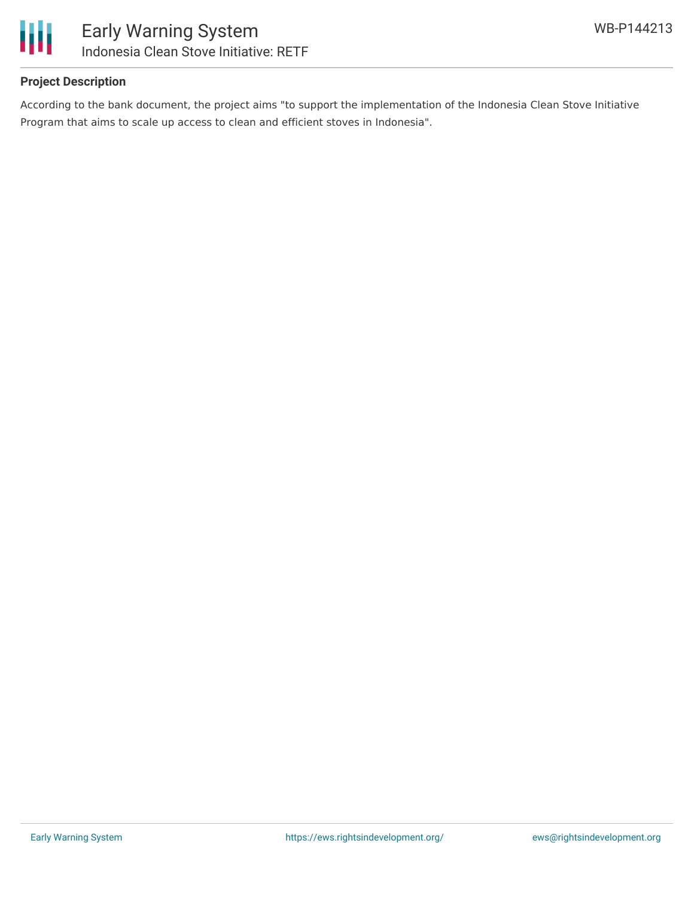## Project Description

According to the bank document, the project aims "to support the implementation of the Indonesia Clean Stove Initiative Program that aims to scale up access to clean and efficient stoves in Indonesia".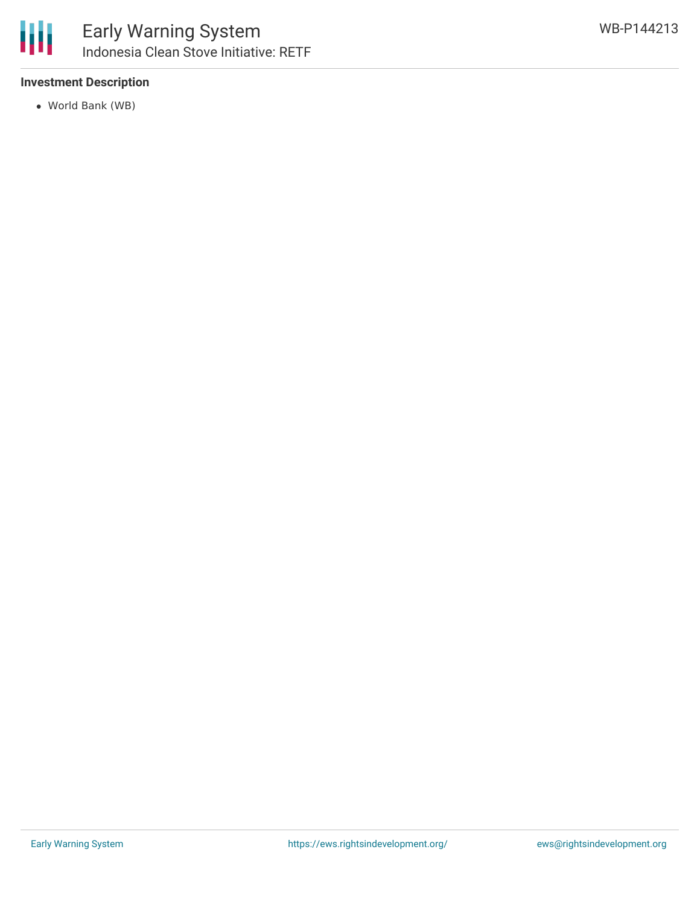### Investment Description

- World Bank (WB)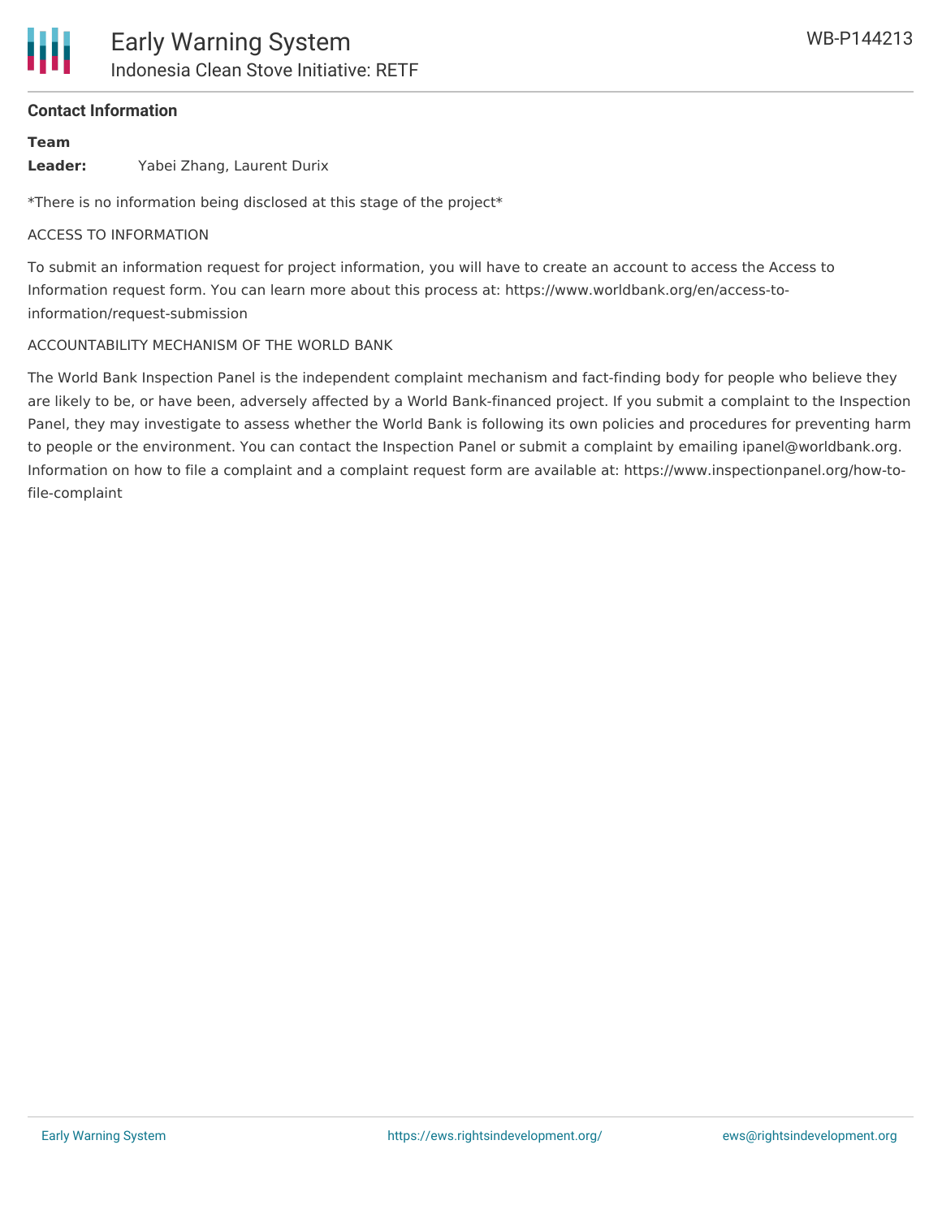## Contact Information

**Team Leader:** Yabei Zhang, Laurent Durix

*There is no information being disclosed at this stage of the project*

ACCESS TO INFORMATION

To submit an information request for project information, you will have to create an account to access the Access to Information request form. You can learn more about this process at: https://www.worldbank.org/en/access-to-information/request-submission

ACCOUNTABILITY MECHANISM OF THE WORLD BANK

The World Bank Inspection Panel is the independent complaint mechanism and fact-finding body for people who believe they are likely to be, or have been, adversely affected by a World Bank-financed project. If you submit a complaint to the Inspection Panel, they may investigate to assess whether the World Bank is following its own policies and procedures for preventing harm to people or the environment. You can contact the Inspection Panel or submit a complaint by emailing ipanel@worldbank.org. Information on how to file a complaint and a complaint request form are available at: https://www.inspectionpanel.org/how-to-file-complaint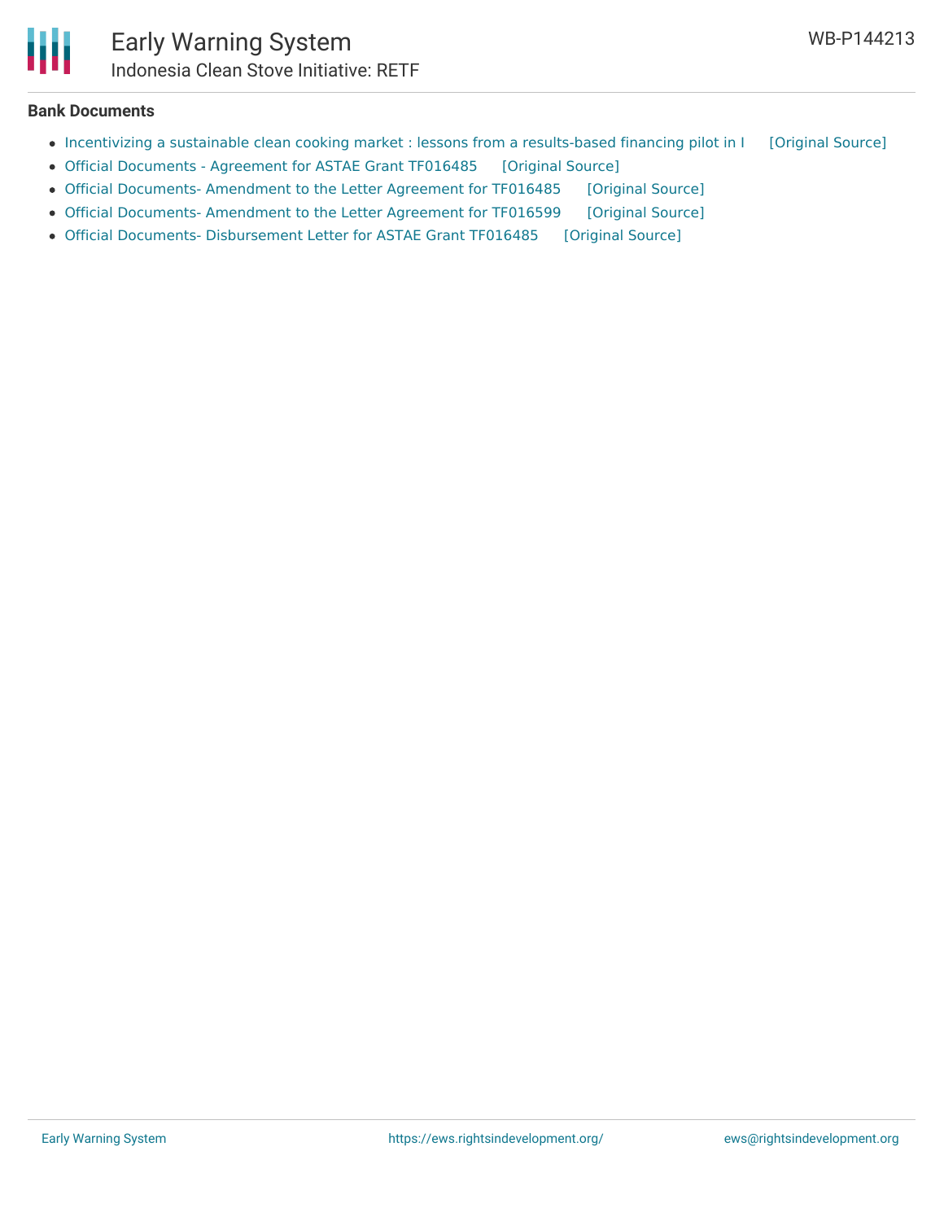**Bank Documents**

- Incentivizing a sustainable clean cooking market : lessons from a results-based financing pilot in I [Original Source]
- Official Documents - Agreement for ASTAE Grant TF016485 [Original Source]
- Official Documents- Amendment to the Letter Agreement for TF016485 [Original Source]
- Official Documents- Amendment to the Letter Agreement for TF016599 [Original Source]
- Official Documents- Disbursement Letter for ASTAE Grant TF016485 [Original Source]